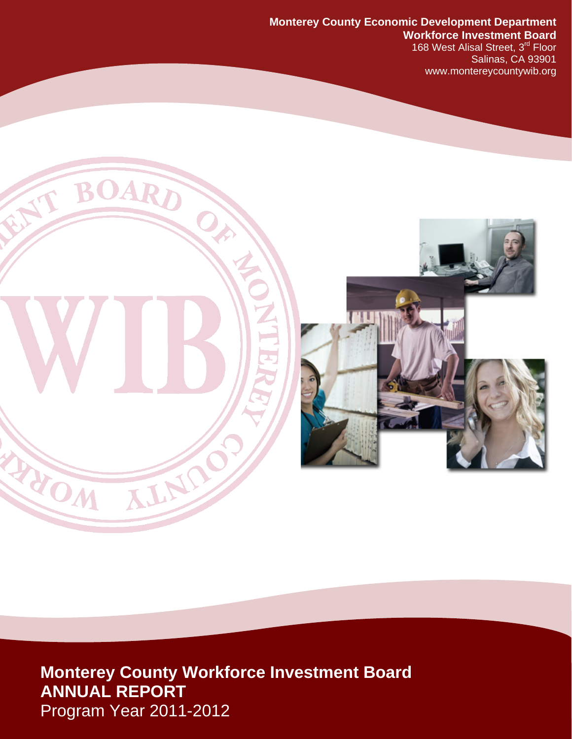**Monterey County Economic Development Department**
**Workforce Investment Board**
168 West Alisal Street, 3rd Floor
Salinas, CA 93901
www.montereycountywib.org

# Monterey County Workforce Investment Board ANNUAL REPORT

Program Year 2011-2012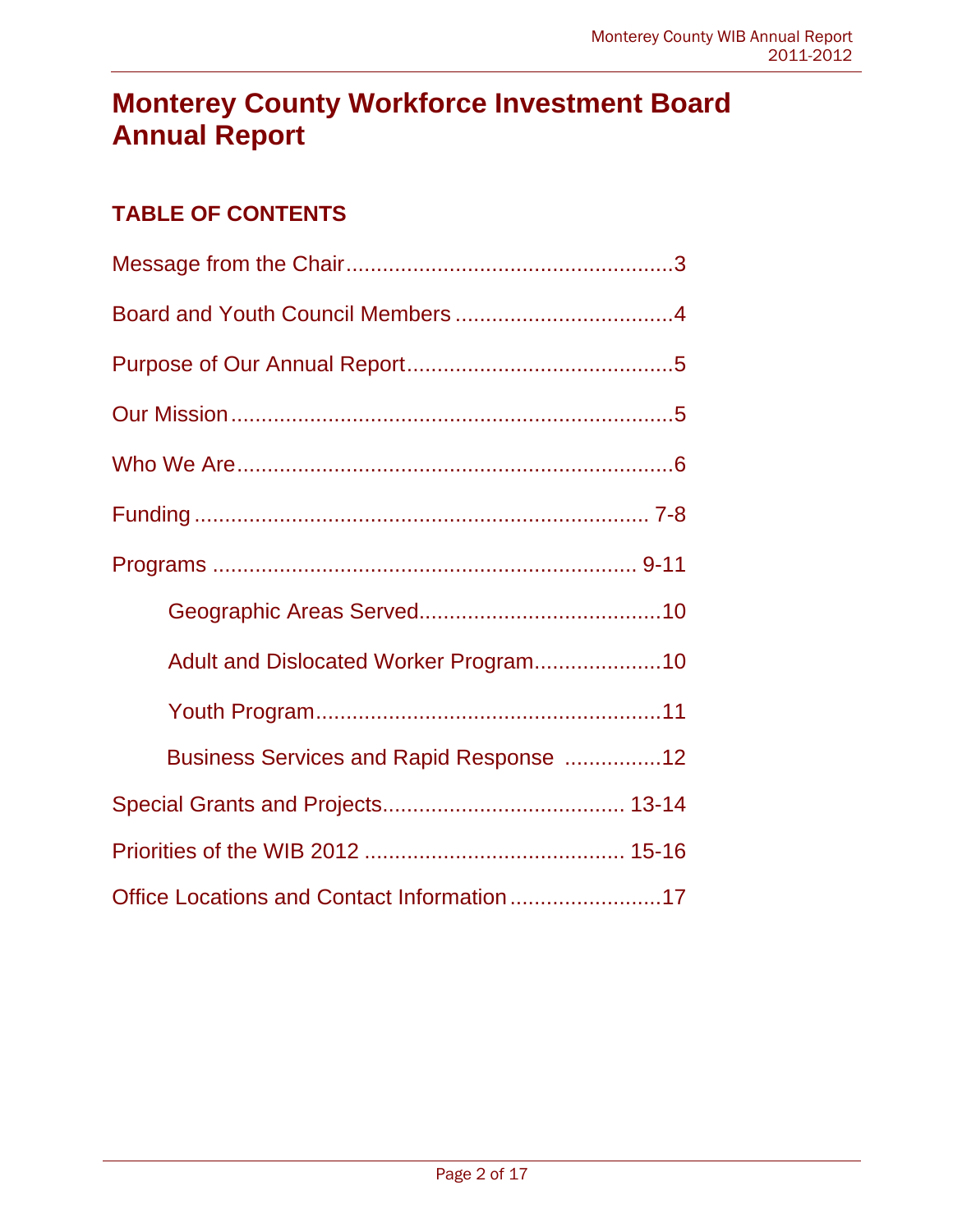# Monterey County Workforce Investment Board Annual Report

## TABLE OF CONTENTS

Message from the Chair....................................................3

Board and Youth Council Members ...................................4

Purpose of Our Annual Report..........................................5

Our Mission.......................................................................5

Who We Are.......................................................................6

Funding ......................................................................... 7-8

Programs ...................................................................... 9-11

- Geographic Areas Served.......................................10
- Adult and Dislocated Worker Program....................10
- Youth Program........................................................11
- Business Services and Rapid Response ...............12

Special Grants and Projects....................................... 13-14

Priorities of the WIB 2012 .......................................... 15-16

Office Locations and Contact Information........................17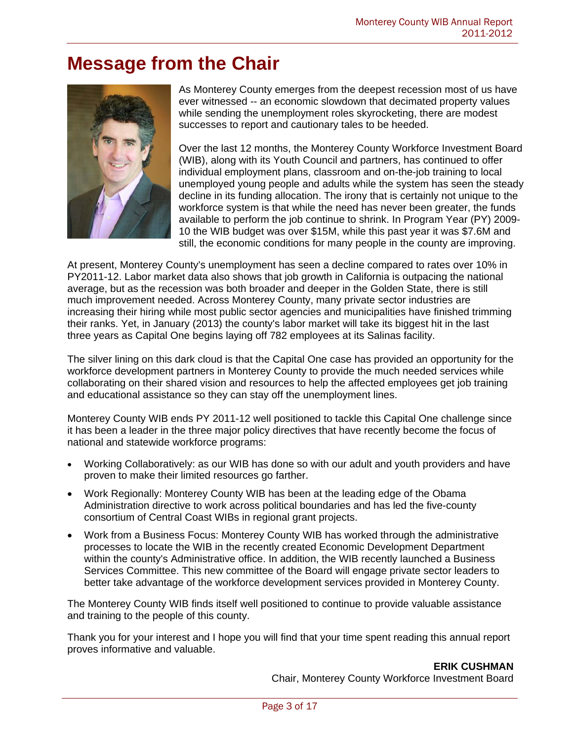# Message from the Chair

As Monterey County emerges from the deepest recession most of us have ever witnessed -- an economic slowdown that decimated property values while sending the unemployment roles skyrocketing, there are modest successes to report and cautionary tales to be heeded.

Over the last 12 months, the Monterey County Workforce Investment Board (WIB), along with its Youth Council and partners, has continued to offer individual employment plans, classroom and on-the-job training to local unemployed young people and adults while the system has seen the steady decline in its funding allocation. The irony that is certainly not unique to the workforce system is that while the need has never been greater, the funds available to perform the job continue to shrink. In Program Year (PY) 2009-10 the WIB budget was over $15M, while this past year it was $7.6M and still, the economic conditions for many people in the county are improving.

At present, Monterey County's unemployment has seen a decline compared to rates over 10% in PY2011-12. Labor market data also shows that job growth in California is outpacing the national average, but as the recession was both broader and deeper in the Golden State, there is still much improvement needed. Across Monterey County, many private sector industries are increasing their hiring while most public sector agencies and municipalities have finished trimming their ranks. Yet, in January (2013) the county's labor market will take its biggest hit in the last three years as Capital One begins laying off 782 employees at its Salinas facility.

The silver lining on this dark cloud is that the Capital One case has provided an opportunity for the workforce development partners in Monterey County to provide the much needed services while collaborating on their shared vision and resources to help the affected employees get job training and educational assistance so they can stay off the unemployment lines.

Monterey County WIB ends PY 2011-12 well positioned to tackle this Capital One challenge since it has been a leader in the three major policy directives that have recently become the focus of national and statewide workforce programs:

- Working Collaboratively: as our WIB has done so with our adult and youth providers and have proven to make their limited resources go farther.
- Work Regionally: Monterey County WIB has been at the leading edge of the Obama Administration directive to work across political boundaries and has led the five-county consortium of Central Coast WIBs in regional grant projects.
- Work from a Business Focus: Monterey County WIB has worked through the administrative processes to locate the WIB in the recently created Economic Development Department within the county's Administrative office. In addition, the WIB recently launched a Business Services Committee. This new committee of the Board will engage private sector leaders to better take advantage of the workforce development services provided in Monterey County.

The Monterey County WIB finds itself well positioned to continue to provide valuable assistance and training to the people of this county.

Thank you for your interest and I hope you will find that your time spent reading this annual report proves informative and valuable.

**ERIK CUSHMAN**
Chair, Monterey County Workforce Investment Board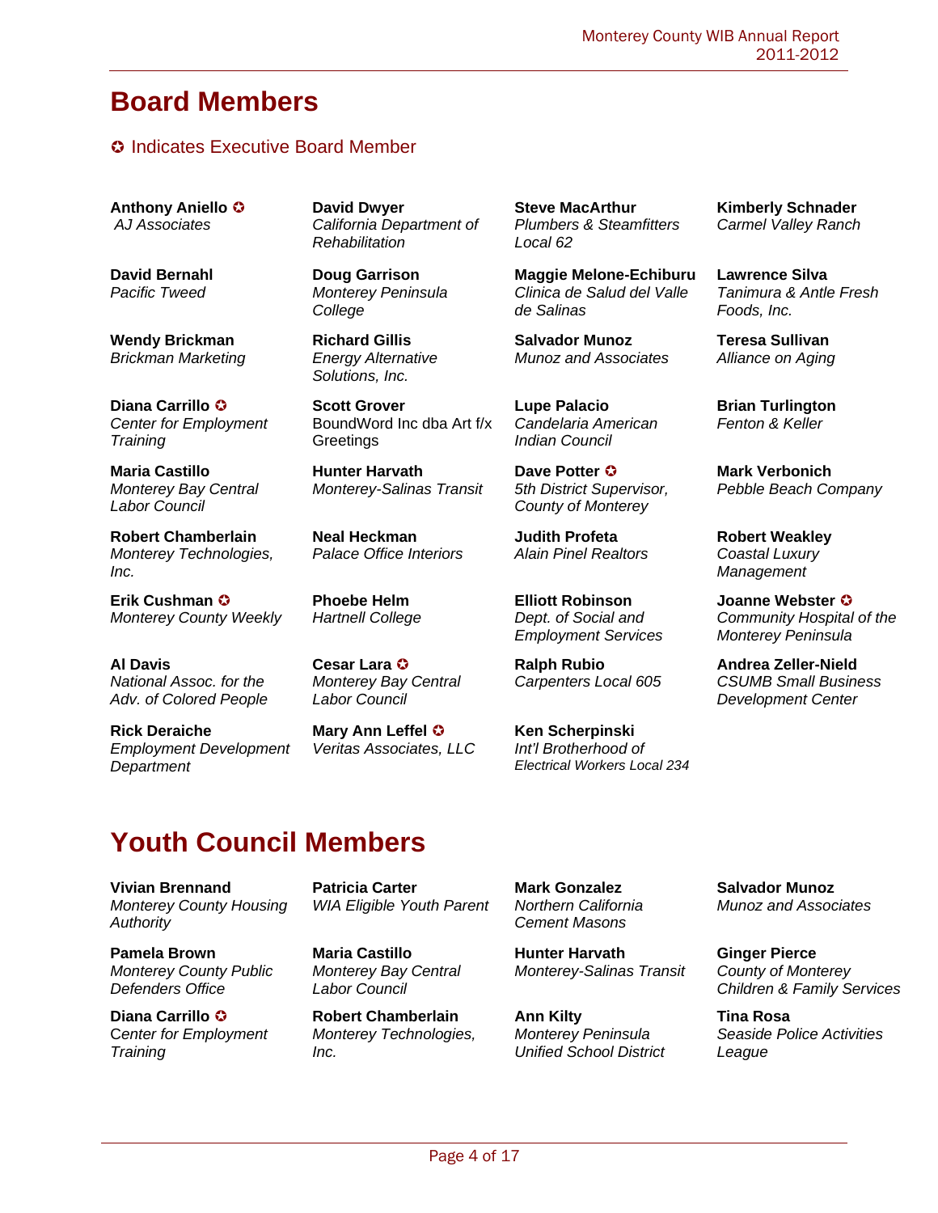# Board Members

✪ Indicates Executive Board Member

**Anthony Aniello** ✪
*AJ Associates*

**David Bernahl**
*Pacific Tweed*

**Wendy Brickman**
*Brickman Marketing*

**Diana Carrillo** ✪
*Center for Employment Training*

**Maria Castillo**
*Monterey Bay Central Labor Council*

**Robert Chamberlain**
*Monterey Technologies, Inc.*

**Erik Cushman** ✪
*Monterey County Weekly*

**Al Davis**
*National Assoc. for the Adv. of Colored People*

**Rick Deraiche**
*Employment Development Department*

**David Dwyer**
*California Department of Rehabilitation*

**Doug Garrison**
*Monterey Peninsula College*

**Richard Gillis**
*Energy Alternative Solutions, Inc.*

**Scott Grover**
BoundWord Inc dba Art f/x Greetings

**Hunter Harvath**
*Monterey-Salinas Transit*

**Neal Heckman**
*Palace Office Interiors*

**Phoebe Helm**
*Hartnell College*

**Cesar Lara** ✪
*Monterey Bay Central Labor Council*

**Mary Ann Leffel** ✪
*Veritas Associates, LLC*

**Steve MacArthur**
*Plumbers & Steamfitters Local 62*

**Maggie Melone-Echiburu**
*Clinica de Salud del Valle de Salinas*

**Salvador Munoz**
*Munoz and Associates*

**Lupe Palacio**
*Candelaria American Indian Council*

**Dave Potter** ✪
*5th District Supervisor, County of Monterey*

**Judith Profeta**
*Alain Pinel Realtors*

**Elliott Robinson**
*Dept. of Social and Employment Services*

**Ralph Rubio**
*Carpenters Local 605*

**Ken Scherpinski**
*Int'l Brotherhood of Electrical Workers Local 234*

**Kimberly Schnader**
*Carmel Valley Ranch*

**Lawrence Silva**
*Tanimura & Antle Fresh Foods, Inc.*

**Teresa Sullivan**
*Alliance on Aging*

**Brian Turlington**
*Fenton & Keller*

**Mark Verbonich**
*Pebble Beach Company*

**Robert Weakley**
*Coastal Luxury Management*

**Joanne Webster** ✪
*Community Hospital of the Monterey Peninsula*

**Andrea Zeller-Nield**
*CSUMB Small Business Development Center*

# Youth Council Members

**Vivian Brennand**
*Monterey County Housing Authority*

**Pamela Brown**
*Monterey County Public Defenders Office*

**Diana Carrillo** ✪
*Center for Employment Training*

**Patricia Carter**
*WIA Eligible Youth Parent*

**Maria Castillo**
*Monterey Bay Central Labor Council*

**Robert Chamberlain**
*Monterey Technologies, Inc.*

**Mark Gonzalez**
*Northern California Cement Masons*

**Hunter Harvath**
*Monterey-Salinas Transit*

**Ann Kilty**
*Monterey Peninsula Unified School District*

**Salvador Munoz**
*Munoz and Associates*

**Ginger Pierce**
*County of Monterey Children & Family Services*

**Tina Rosa**
*Seaside Police Activities League*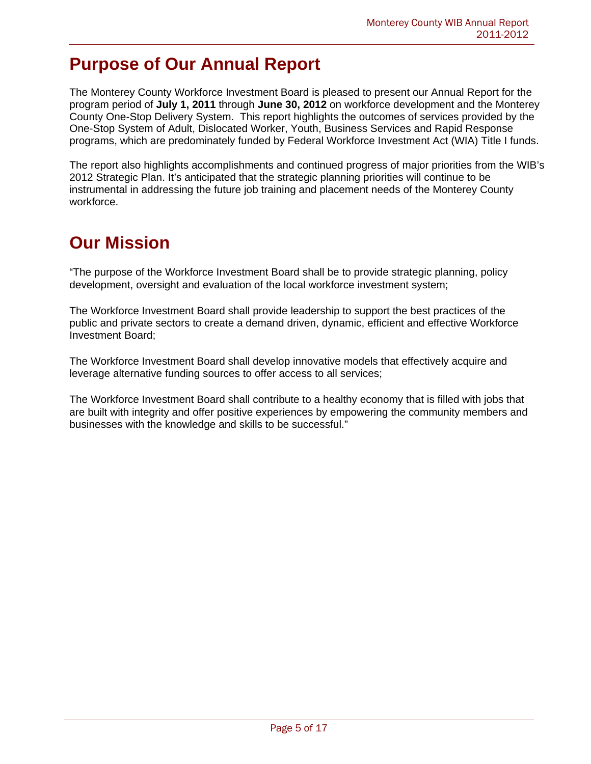# Purpose of Our Annual Report

The Monterey County Workforce Investment Board is pleased to present our Annual Report for the program period of **July 1, 2011** through **June 30, 2012** on workforce development and the Monterey County One-Stop Delivery System. This report highlights the outcomes of services provided by the One-Stop System of Adult, Dislocated Worker, Youth, Business Services and Rapid Response programs, which are predominately funded by Federal Workforce Investment Act (WIA) Title I funds.

The report also highlights accomplishments and continued progress of major priorities from the WIB's 2012 Strategic Plan. It's anticipated that the strategic planning priorities will continue to be instrumental in addressing the future job training and placement needs of the Monterey County workforce.

# Our Mission

"The purpose of the Workforce Investment Board shall be to provide strategic planning, policy development, oversight and evaluation of the local workforce investment system;

The Workforce Investment Board shall provide leadership to support the best practices of the public and private sectors to create a demand driven, dynamic, efficient and effective Workforce Investment Board;

The Workforce Investment Board shall develop innovative models that effectively acquire and leverage alternative funding sources to offer access to all services;

The Workforce Investment Board shall contribute to a healthy economy that is filled with jobs that are built with integrity and offer positive experiences by empowering the community members and businesses with the knowledge and skills to be successful."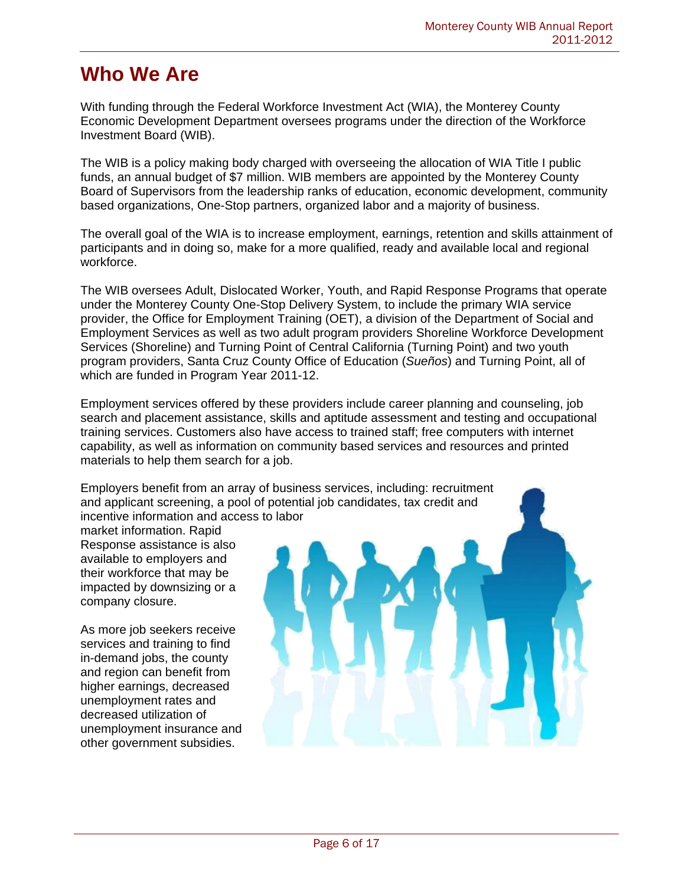# Who We Are

With funding through the Federal Workforce Investment Act (WIA), the Monterey County Economic Development Department oversees programs under the direction of the Workforce Investment Board (WIB).

The WIB is a policy making body charged with overseeing the allocation of WIA Title I public funds, an annual budget of $7 million. WIB members are appointed by the Monterey County Board of Supervisors from the leadership ranks of education, economic development, community based organizations, One-Stop partners, organized labor and a majority of business.

The overall goal of the WIA is to increase employment, earnings, retention and skills attainment of participants and in doing so, make for a more qualified, ready and available local and regional workforce.

The WIB oversees Adult, Dislocated Worker, Youth, and Rapid Response Programs that operate under the Monterey County One-Stop Delivery System, to include the primary WIA service provider, the Office for Employment Training (OET), a division of the Department of Social and Employment Services as well as two adult program providers Shoreline Workforce Development Services (Shoreline) and Turning Point of Central California (Turning Point) and two youth program providers, Santa Cruz County Office of Education (*Sueños*) and Turning Point, all of which are funded in Program Year 2011-12.

Employment services offered by these providers include career planning and counseling, job search and placement assistance, skills and aptitude assessment and testing and occupational training services. Customers also have access to trained staff; free computers with internet capability, as well as information on community based services and resources and printed materials to help them search for a job.

Employers benefit from an array of business services, including: recruitment and applicant screening, a pool of potential job candidates, tax credit and incentive information and access to labor market information. Rapid Response assistance is also available to employers and their workforce that may be impacted by downsizing or a company closure.

As more job seekers receive services and training to find in-demand jobs, the county and region can benefit from higher earnings, decreased unemployment rates and decreased utilization of unemployment insurance and other government subsidies.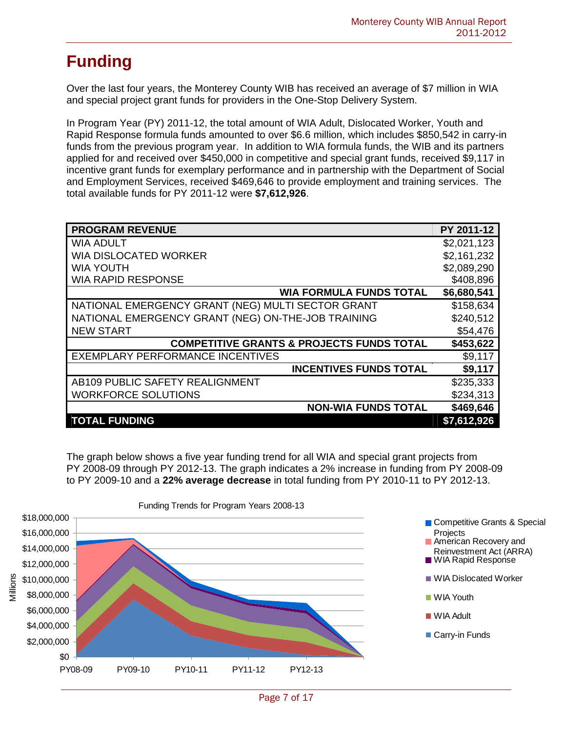# Funding

Over the last four years, the Monterey County WIB has received an average of $7 million in WIA and special project grant funds for providers in the One-Stop Delivery System.

In Program Year (PY) 2011-12, the total amount of WIA Adult, Dislocated Worker, Youth and Rapid Response formula funds amounted to over $6.6 million, which includes $850,542 in carry-in funds from the previous program year. In addition to WIA formula funds, the WIB and its partners applied for and received over $450,000 in competitive and special grant funds, received $9,117 in incentive grant funds for exemplary performance and in partnership with the Department of Social and Employment Services, received $469,646 to provide employment and training services. The total available funds for PY 2011-12 were **$7,612,926**.

| PROGRAM REVENUE | PY 2011-12 |
|---|---|
| WIA ADULT | $2,021,123 |
| WIA DISLOCATED WORKER | $2,161,232 |
| WIA YOUTH | $2,089,290 |
| WIA RAPID RESPONSE | $408,896 |
| **WIA FORMULA FUNDS TOTAL** | **$6,680,541** |
| NATIONAL EMERGENCY GRANT (NEG) MULTI SECTOR GRANT | $158,634 |
| NATIONAL EMERGENCY GRANT (NEG) ON-THE-JOB TRAINING | $240,512 |
| NEW START | $54,476 |
| **COMPETITIVE GRANTS & PROJECTS FUNDS TOTAL** | **$453,622** |
| EXEMPLARY PERFORMANCE INCENTIVES | $9,117 |
| **INCENTIVES FUNDS TOTAL** | **$9,117** |
| AB109 PUBLIC SAFETY REALIGNMENT | $235,333 |
| WORKFORCE SOLUTIONS | $234,313 |
| **NON-WIA FUNDS TOTAL** | **$469,646** |
| **TOTAL FUNDING** | **$7,612,926** |

The graph below shows a five year funding trend for all WIA and special grant projects from PY 2008-09 through PY 2012-13. The graph indicates a 2% increase in funding from PY 2008-09 to PY 2009-10 and a **22% average decrease** in total funding from PY 2010-11 to PY 2012-13.

Funding Trends for Program Years 2008-13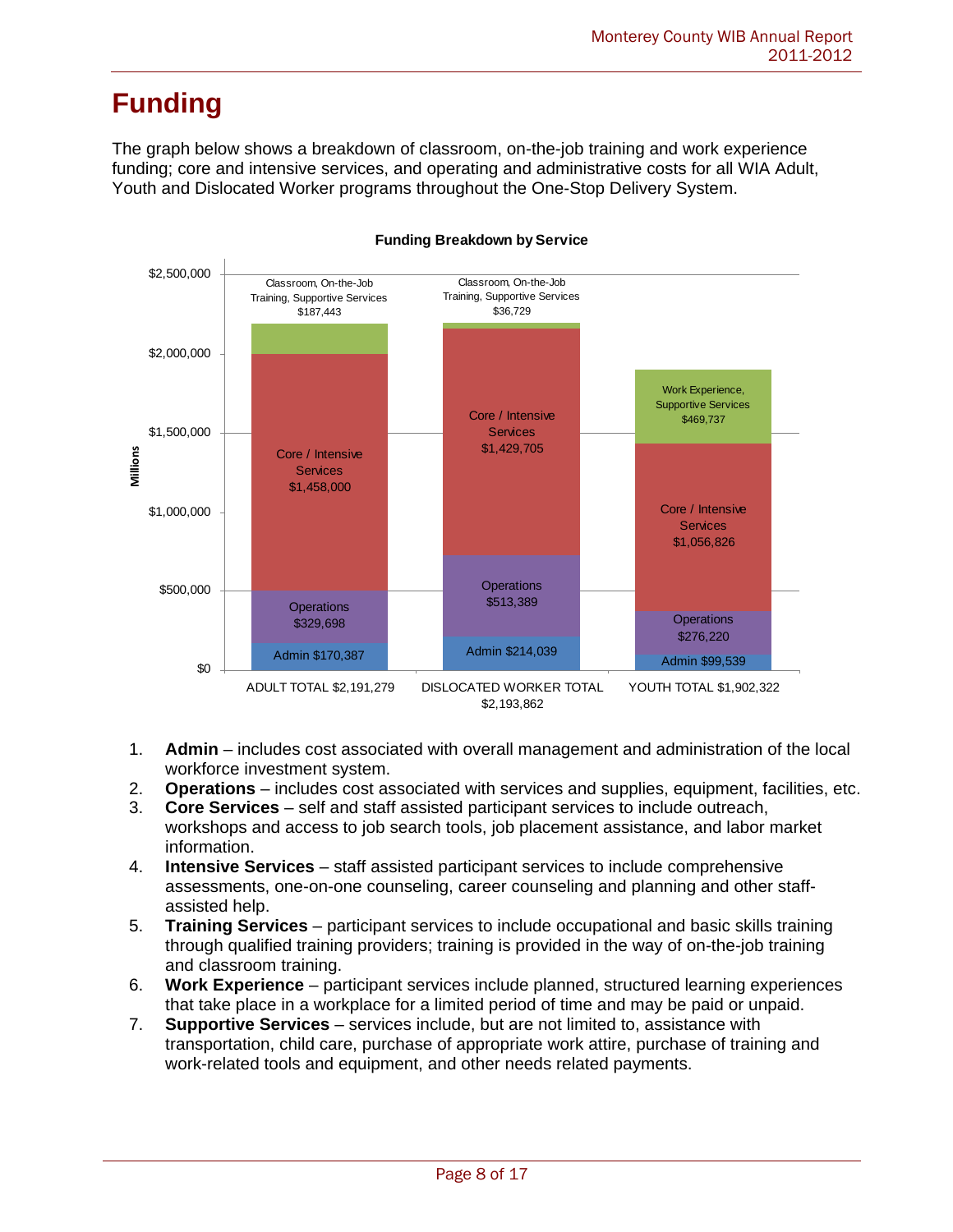# Funding

The graph below shows a breakdown of classroom, on-the-job training and work experience funding; core and intensive services, and operating and administrative costs for all WIA Adult, Youth and Dislocated Worker programs throughout the One-Stop Delivery System.

**Funding Breakdown by Service**

| Category | ADULT TOTAL $2,191,279 | DISLOCATED WORKER TOTAL $2,193,862 | YOUTH TOTAL $1,902,322 |
|---|---|---|---|
| Admin | $170,387 | $214,039 | $99,539 |
| Operations | $329,698 | $513,389 | $276,220 |
| Core / Intensive Services | $1,458,000 | $1,429,705 | $1,056,826 |
| Classroom, On-the-Job Training, Supportive Services | $187,443 | $36,729 | |
| Work Experience, Supportive Services | | | $469,737 |

1. **Admin** – includes cost associated with overall management and administration of the local workforce investment system.
2. **Operations** – includes cost associated with services and supplies, equipment, facilities, etc.
3. **Core Services** – self and staff assisted participant services to include outreach, workshops and access to job search tools, job placement assistance, and labor market information.
4. **Intensive Services** – staff assisted participant services to include comprehensive assessments, one-on-one counseling, career counseling and planning and other staff-assisted help.
5. **Training Services** – participant services to include occupational and basic skills training through qualified training providers; training is provided in the way of on-the-job training and classroom training.
6. **Work Experience** – participant services include planned, structured learning experiences that take place in a workplace for a limited period of time and may be paid or unpaid.
7. **Supportive Services** – services include, but are not limited to, assistance with transportation, child care, purchase of appropriate work attire, purchase of training and work-related tools and equipment, and other needs related payments.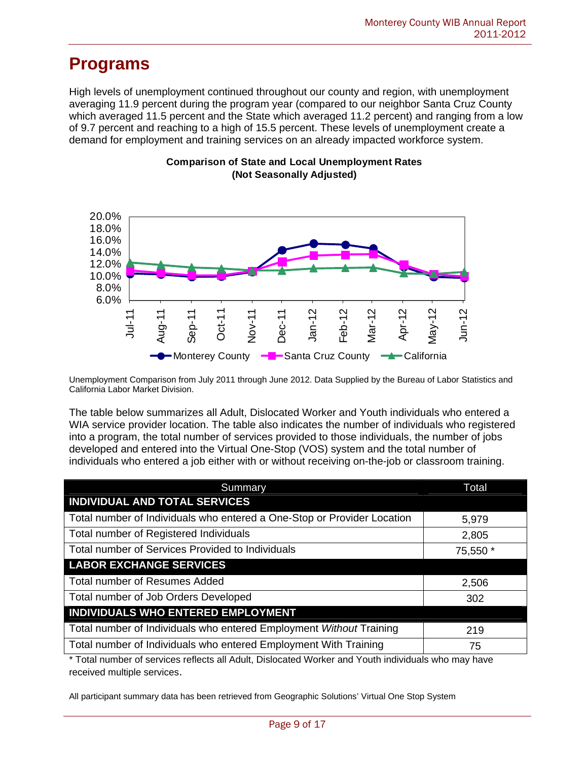# Programs

High levels of unemployment continued throughout our county and region, with unemployment averaging 11.9 percent during the program year (compared to our neighbor Santa Cruz County which averaged 11.5 percent and the State which averaged 11.2 percent) and ranging from a low of 9.7 percent and reaching to a high of 15.5 percent. These levels of unemployment create a demand for employment and training services on an already impacted workforce system.

**Comparison of State and Local Unemployment Rates (Not Seasonally Adjusted)**

Unemployment Comparison from July 2011 through June 2012. Data Supplied by the Bureau of Labor Statistics and California Labor Market Division.

The table below summarizes all Adult, Dislocated Worker and Youth individuals who entered a WIA service provider location. The table also indicates the number of individuals who registered into a program, the total number of services provided to those individuals, the number of jobs developed and entered into the Virtual One-Stop (VOS) system and the total number of individuals who entered a job either with or without receiving on-the-job or classroom training.

| Summary | Total |
|---|---|
| **INDIVIDUAL AND TOTAL SERVICES** | |
| Total number of Individuals who entered a One-Stop or Provider Location | 5,979 |
| Total number of Registered Individuals | 2,805 |
| Total number of Services Provided to Individuals | 75,550 * |
| **LABOR EXCHANGE SERVICES** | |
| Total number of Resumes Added | 2,506 |
| Total number of Job Orders Developed | 302 |
| **INDIVIDUALS WHO ENTERED EMPLOYMENT** | |
| Total number of Individuals who entered Employment *Without* Training | 219 |
| Total number of Individuals who entered Employment With Training | 75 |

* Total number of services reflects all Adult, Dislocated Worker and Youth individuals who may have received multiple services.

All participant summary data has been retrieved from Geographic Solutions' Virtual One Stop System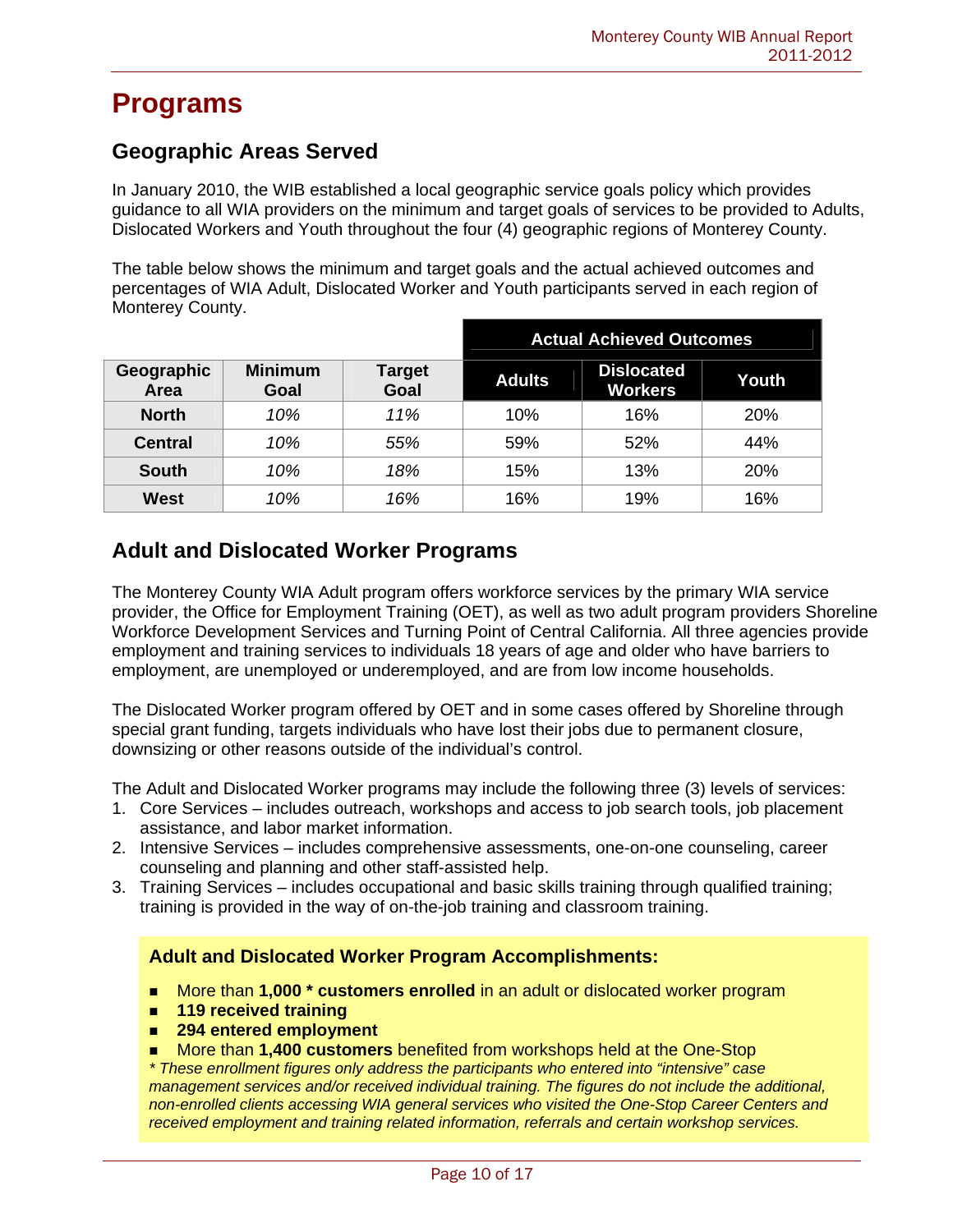# Programs

## Geographic Areas Served

In January 2010, the WIB established a local geographic service goals policy which provides guidance to all WIA providers on the minimum and target goals of services to be provided to Adults, Dislocated Workers and Youth throughout the four (4) geographic regions of Monterey County.

The table below shows the minimum and target goals and the actual achieved outcomes and percentages of WIA Adult, Dislocated Worker and Youth participants served in each region of Monterey County.

| | | | Actual Achieved Outcomes | | |
|---|---|---|---|---|---|
| **Geographic Area** | **Minimum Goal** | **Target Goal** | **Adults** | **Dislocated Workers** | **Youth** |
| **North** | *10%* | *11%* | 10% | 16% | 20% |
| **Central** | *10%* | *55%* | 59% | 52% | 44% |
| **South** | *10%* | *18%* | 15% | 13% | 20% |
| **West** | *10%* | *16%* | 16% | 19% | 16% |

## Adult and Dislocated Worker Programs

The Monterey County WIA Adult program offers workforce services by the primary WIA service provider, the Office for Employment Training (OET), as well as two adult program providers Shoreline Workforce Development Services and Turning Point of Central California. All three agencies provide employment and training services to individuals 18 years of age and older who have barriers to employment, are unemployed or underemployed, and are from low income households.

The Dislocated Worker program offered by OET and in some cases offered by Shoreline through special grant funding, targets individuals who have lost their jobs due to permanent closure, downsizing or other reasons outside of the individual's control.

The Adult and Dislocated Worker programs may include the following three (3) levels of services:

1. Core Services – includes outreach, workshops and access to job search tools, job placement assistance, and labor market information.
2. Intensive Services – includes comprehensive assessments, one-on-one counseling, career counseling and planning and other staff-assisted help.
3. Training Services – includes occupational and basic skills training through qualified training; training is provided in the way of on-the-job training and classroom training.

### Adult and Dislocated Worker Program Accomplishments:

- More than **1,000 * customers enrolled** in an adult or dislocated worker program
- **119 received training**
- **294 entered employment**
- More than **1,400 customers** benefited from workshops held at the One-Stop

*\* These enrollment figures only address the participants who entered into "intensive" case management services and/or received individual training. The figures do not include the additional, non-enrolled clients accessing WIA general services who visited the One-Stop Career Centers and received employment and training related information, referrals and certain workshop services.*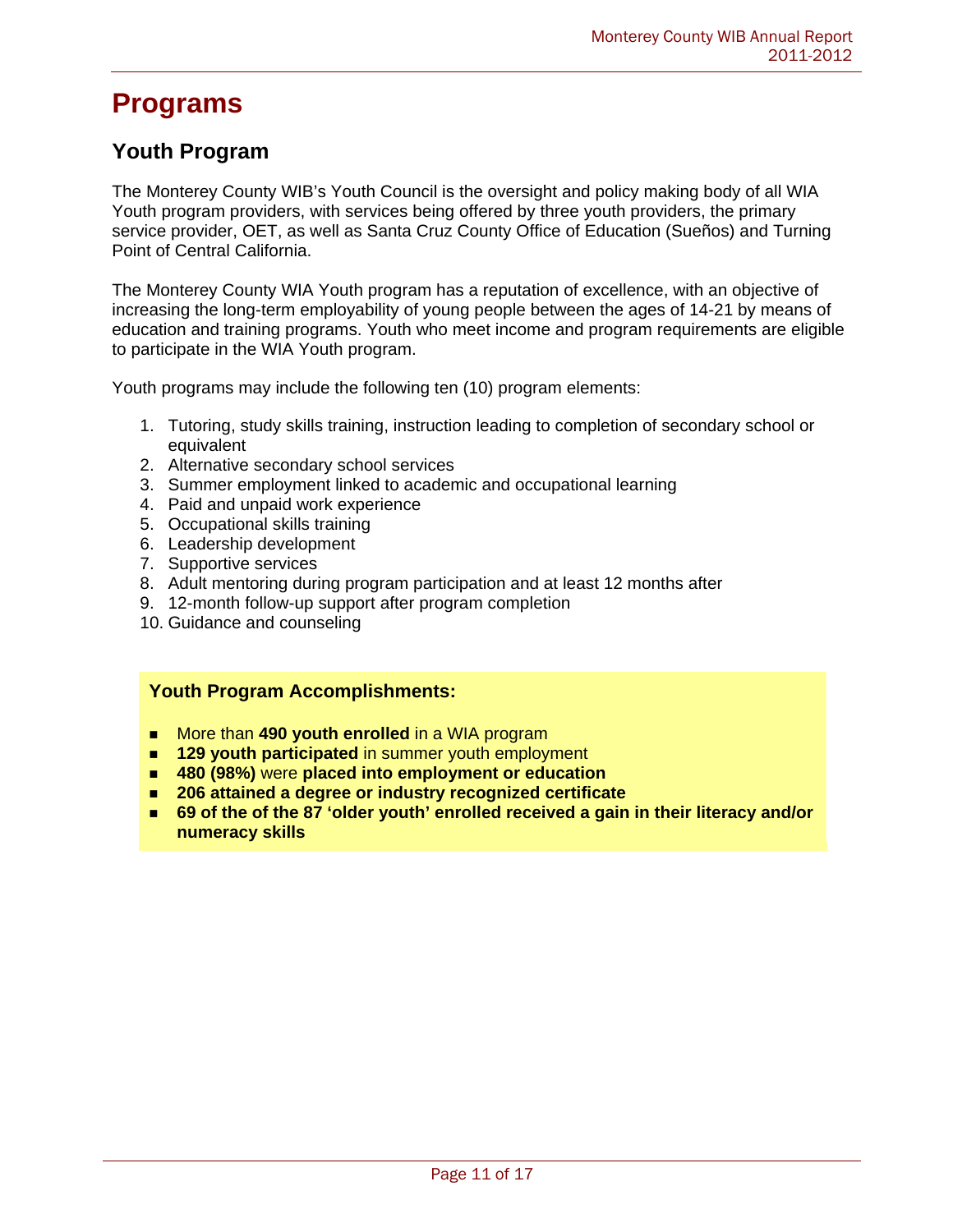# Programs

## Youth Program

The Monterey County WIB's Youth Council is the oversight and policy making body of all WIA Youth program providers, with services being offered by three youth providers, the primary service provider, OET, as well as Santa Cruz County Office of Education (Sueños) and Turning Point of Central California.

The Monterey County WIA Youth program has a reputation of excellence, with an objective of increasing the long-term employability of young people between the ages of 14-21 by means of education and training programs. Youth who meet income and program requirements are eligible to participate in the WIA Youth program.

Youth programs may include the following ten (10) program elements:

1. Tutoring, study skills training, instruction leading to completion of secondary school or equivalent
2. Alternative secondary school services
3. Summer employment linked to academic and occupational learning
4. Paid and unpaid work experience
5. Occupational skills training
6. Leadership development
7. Supportive services
8. Adult mentoring during program participation and at least 12 months after
9. 12-month follow-up support after program completion
10. Guidance and counseling

**Youth Program Accomplishments:**

- More than **490 youth enrolled** in a WIA program
- **129 youth participated** in summer youth employment
- **480 (98%)** were **placed into employment or education**
- **206 attained a degree or industry recognized certificate**
- **69 of the of the 87 'older youth' enrolled received a gain in their literacy and/or numeracy skills**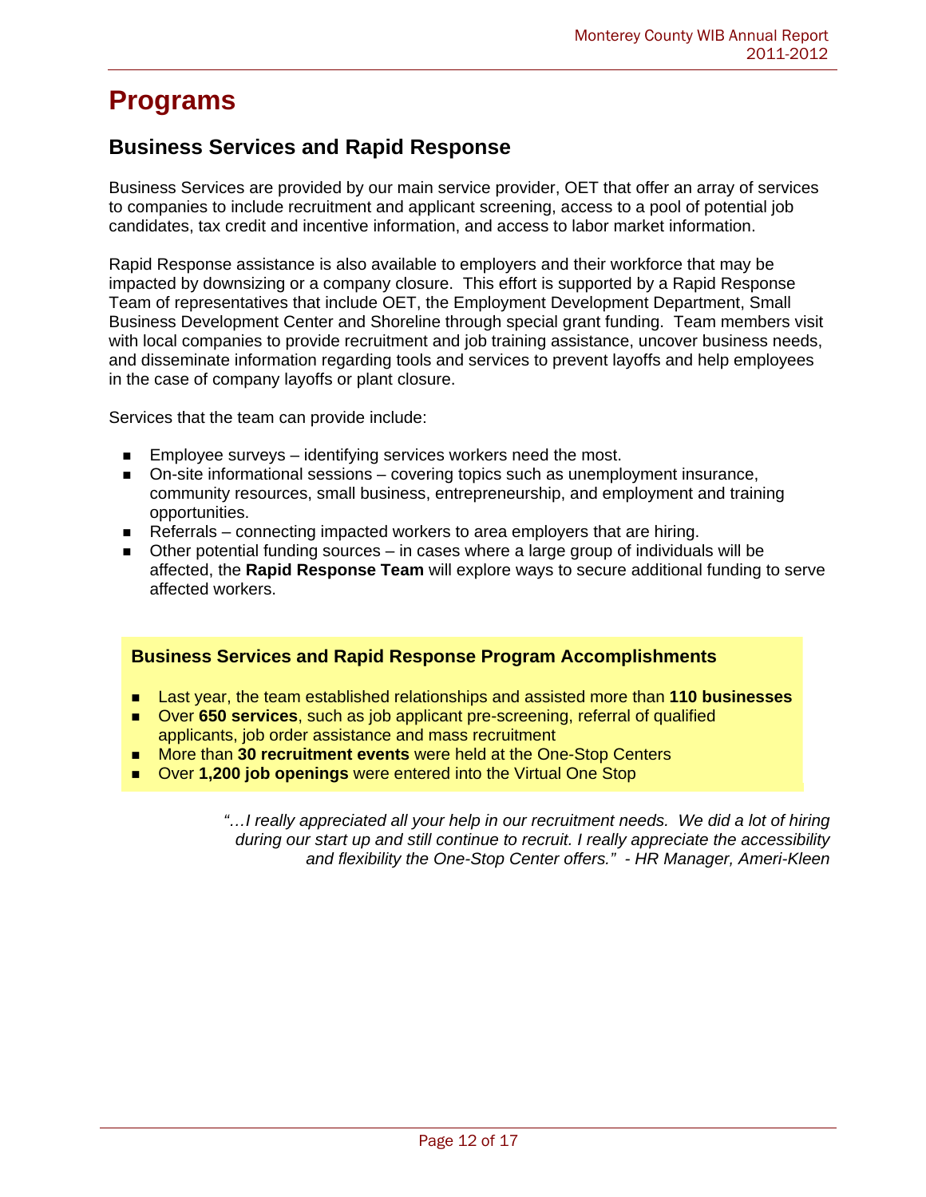# Programs

## Business Services and Rapid Response

Business Services are provided by our main service provider, OET that offer an array of services to companies to include recruitment and applicant screening, access to a pool of potential job candidates, tax credit and incentive information, and access to labor market information.

Rapid Response assistance is also available to employers and their workforce that may be impacted by downsizing or a company closure. This effort is supported by a Rapid Response Team of representatives that include OET, the Employment Development Department, Small Business Development Center and Shoreline through special grant funding. Team members visit with local companies to provide recruitment and job training assistance, uncover business needs, and disseminate information regarding tools and services to prevent layoffs and help employees in the case of company layoffs or plant closure.

Services that the team can provide include:

- Employee surveys – identifying services workers need the most.
- On-site informational sessions – covering topics such as unemployment insurance, community resources, small business, entrepreneurship, and employment and training opportunities.
- Referrals – connecting impacted workers to area employers that are hiring.
- Other potential funding sources – in cases where a large group of individuals will be affected, the **Rapid Response Team** will explore ways to secure additional funding to serve affected workers.

**Business Services and Rapid Response Program Accomplishments**

- Last year, the team established relationships and assisted more than **110 businesses**
- Over **650 services**, such as job applicant pre-screening, referral of qualified applicants, job order assistance and mass recruitment
- More than **30 recruitment events** were held at the One-Stop Centers
- Over **1,200 job openings** were entered into the Virtual One Stop

*"…I really appreciated all your help in our recruitment needs. We did a lot of hiring during our start up and still continue to recruit. I really appreciate the accessibility and flexibility the One-Stop Center offers." - HR Manager, Ameri-Kleen*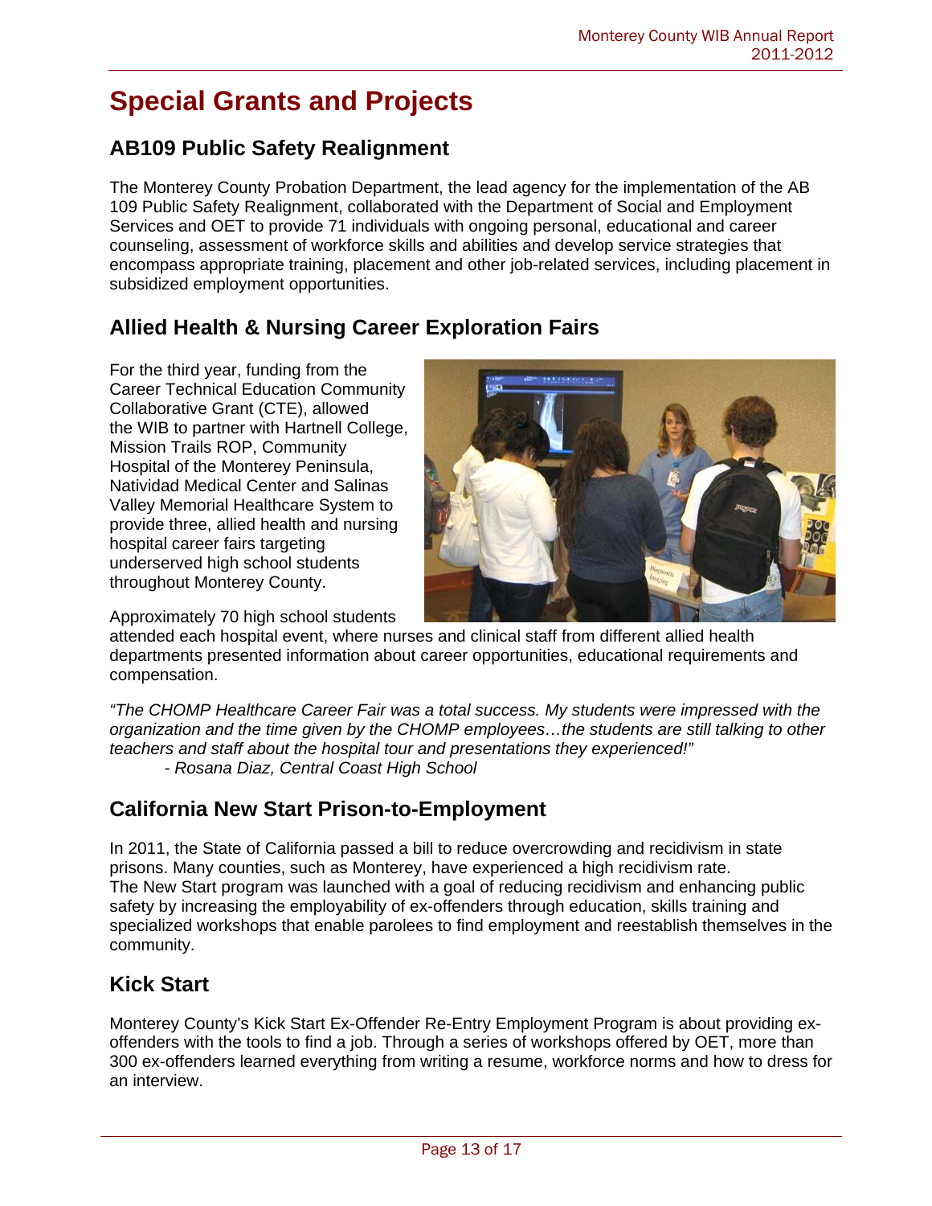# Special Grants and Projects

## AB109 Public Safety Realignment

The Monterey County Probation Department, the lead agency for the implementation of the AB 109 Public Safety Realignment, collaborated with the Department of Social and Employment Services and OET to provide 71 individuals with ongoing personal, educational and career counseling, assessment of workforce skills and abilities and develop service strategies that encompass appropriate training, placement and other job-related services, including placement in subsidized employment opportunities.

## Allied Health & Nursing Career Exploration Fairs

For the third year, funding from the Career Technical Education Community Collaborative Grant (CTE), allowed the WIB to partner with Hartnell College, Mission Trails ROP, Community Hospital of the Monterey Peninsula, Natividad Medical Center and Salinas Valley Memorial Healthcare System to provide three, allied health and nursing hospital career fairs targeting underserved high school students throughout Monterey County.

Approximately 70 high school students attended each hospital event, where nurses and clinical staff from different allied health departments presented information about career opportunities, educational requirements and compensation.

*"The CHOMP Healthcare Career Fair was a total success. My students were impressed with the organization and the time given by the CHOMP employees…the students are still talking to other teachers and staff about the hospital tour and presentations they experienced!"*
*- Rosana Diaz, Central Coast High School*

## California New Start Prison-to-Employment

In 2011, the State of California passed a bill to reduce overcrowding and recidivism in state prisons. Many counties, such as Monterey, have experienced a high recidivism rate. The New Start program was launched with a goal of reducing recidivism and enhancing public safety by increasing the employability of ex-offenders through education, skills training and specialized workshops that enable parolees to find employment and reestablish themselves in the community.

## Kick Start

Monterey County's Kick Start Ex-Offender Re-Entry Employment Program is about providing ex-offenders with the tools to find a job. Through a series of workshops offered by OET, more than 300 ex-offenders learned everything from writing a resume, workforce norms and how to dress for an interview.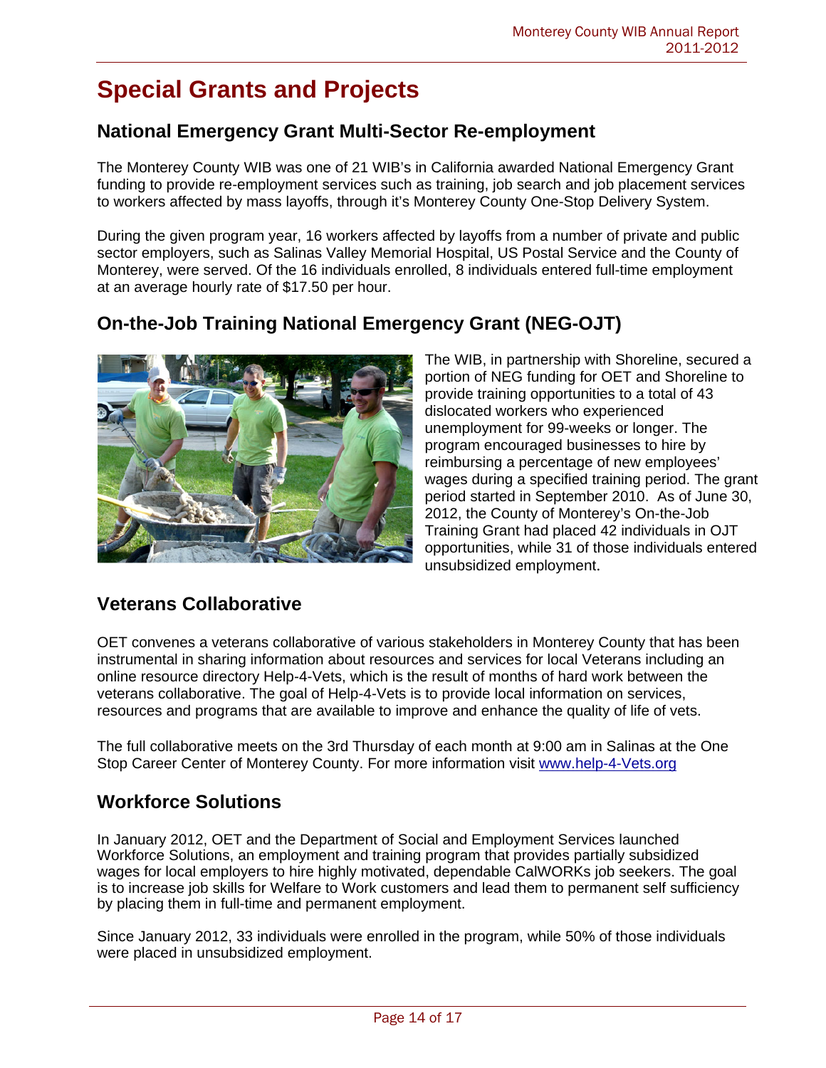# Special Grants and Projects

## National Emergency Grant Multi-Sector Re-employment

The Monterey County WIB was one of 21 WIB's in California awarded National Emergency Grant funding to provide re-employment services such as training, job search and job placement services to workers affected by mass layoffs, through it's Monterey County One-Stop Delivery System.

During the given program year, 16 workers affected by layoffs from a number of private and public sector employers, such as Salinas Valley Memorial Hospital, US Postal Service and the County of Monterey, were served. Of the 16 individuals enrolled, 8 individuals entered full-time employment at an average hourly rate of $17.50 per hour.

## On-the-Job Training National Emergency Grant (NEG-OJT)

The WIB, in partnership with Shoreline, secured a portion of NEG funding for OET and Shoreline to provide training opportunities to a total of 43 dislocated workers who experienced unemployment for 99-weeks or longer. The program encouraged businesses to hire by reimbursing a percentage of new employees' wages during a specified training period. The grant period started in September 2010. As of June 30, 2012, the County of Monterey's On-the-Job Training Grant had placed 42 individuals in OJT opportunities, while 31 of those individuals entered unsubsidized employment.

## Veterans Collaborative

OET convenes a veterans collaborative of various stakeholders in Monterey County that has been instrumental in sharing information about resources and services for local Veterans including an online resource directory Help-4-Vets, which is the result of months of hard work between the veterans collaborative. The goal of Help-4-Vets is to provide local information on services, resources and programs that are available to improve and enhance the quality of life of vets.

The full collaborative meets on the 3rd Thursday of each month at 9:00 am in Salinas at the One Stop Career Center of Monterey County. For more information visit www.help-4-Vets.org

## Workforce Solutions

In January 2012, OET and the Department of Social and Employment Services launched Workforce Solutions, an employment and training program that provides partially subsidized wages for local employers to hire highly motivated, dependable CalWORKs job seekers. The goal is to increase job skills for Welfare to Work customers and lead them to permanent self sufficiency by placing them in full-time and permanent employment.

Since January 2012, 33 individuals were enrolled in the program, while 50% of those individuals were placed in unsubsidized employment.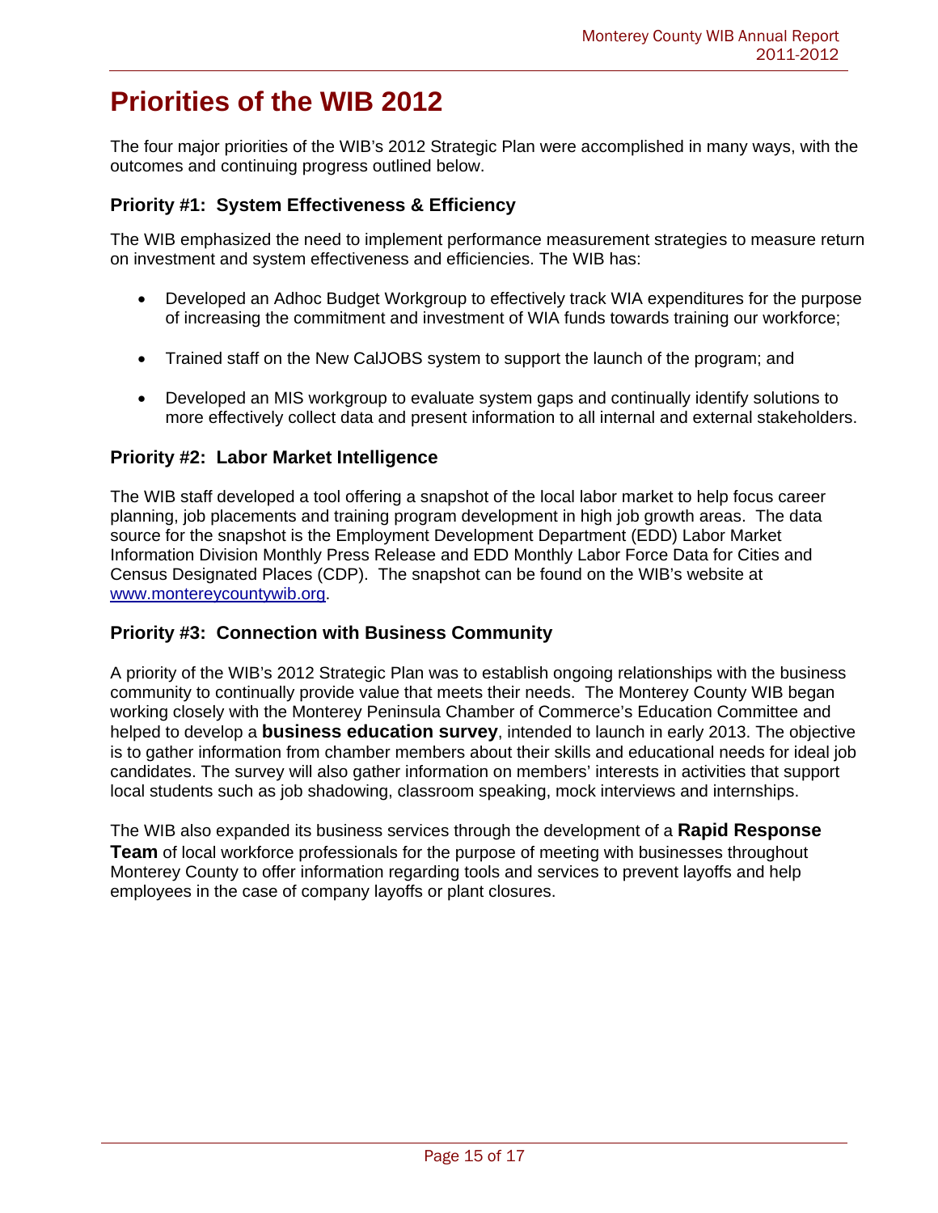# Priorities of the WIB 2012

The four major priorities of the WIB's 2012 Strategic Plan were accomplished in many ways, with the outcomes and continuing progress outlined below.

### Priority #1: System Effectiveness & Efficiency

The WIB emphasized the need to implement performance measurement strategies to measure return on investment and system effectiveness and efficiencies. The WIB has:

- Developed an Adhoc Budget Workgroup to effectively track WIA expenditures for the purpose of increasing the commitment and investment of WIA funds towards training our workforce;
- Trained staff on the New CalJOBS system to support the launch of the program; and
- Developed an MIS workgroup to evaluate system gaps and continually identify solutions to more effectively collect data and present information to all internal and external stakeholders.

### Priority #2: Labor Market Intelligence

The WIB staff developed a tool offering a snapshot of the local labor market to help focus career planning, job placements and training program development in high job growth areas. The data source for the snapshot is the Employment Development Department (EDD) Labor Market Information Division Monthly Press Release and EDD Monthly Labor Force Data for Cities and Census Designated Places (CDP). The snapshot can be found on the WIB's website at [www.montereycountywib.org](http://www.montereycountywib.org).

### Priority #3: Connection with Business Community

A priority of the WIB's 2012 Strategic Plan was to establish ongoing relationships with the business community to continually provide value that meets their needs. The Monterey County WIB began working closely with the Monterey Peninsula Chamber of Commerce's Education Committee and helped to develop a **business education survey**, intended to launch in early 2013. The objective is to gather information from chamber members about their skills and educational needs for ideal job candidates. The survey will also gather information on members' interests in activities that support local students such as job shadowing, classroom speaking, mock interviews and internships.

The WIB also expanded its business services through the development of a **Rapid Response Team** of local workforce professionals for the purpose of meeting with businesses throughout Monterey County to offer information regarding tools and services to prevent layoffs and help employees in the case of company layoffs or plant closures.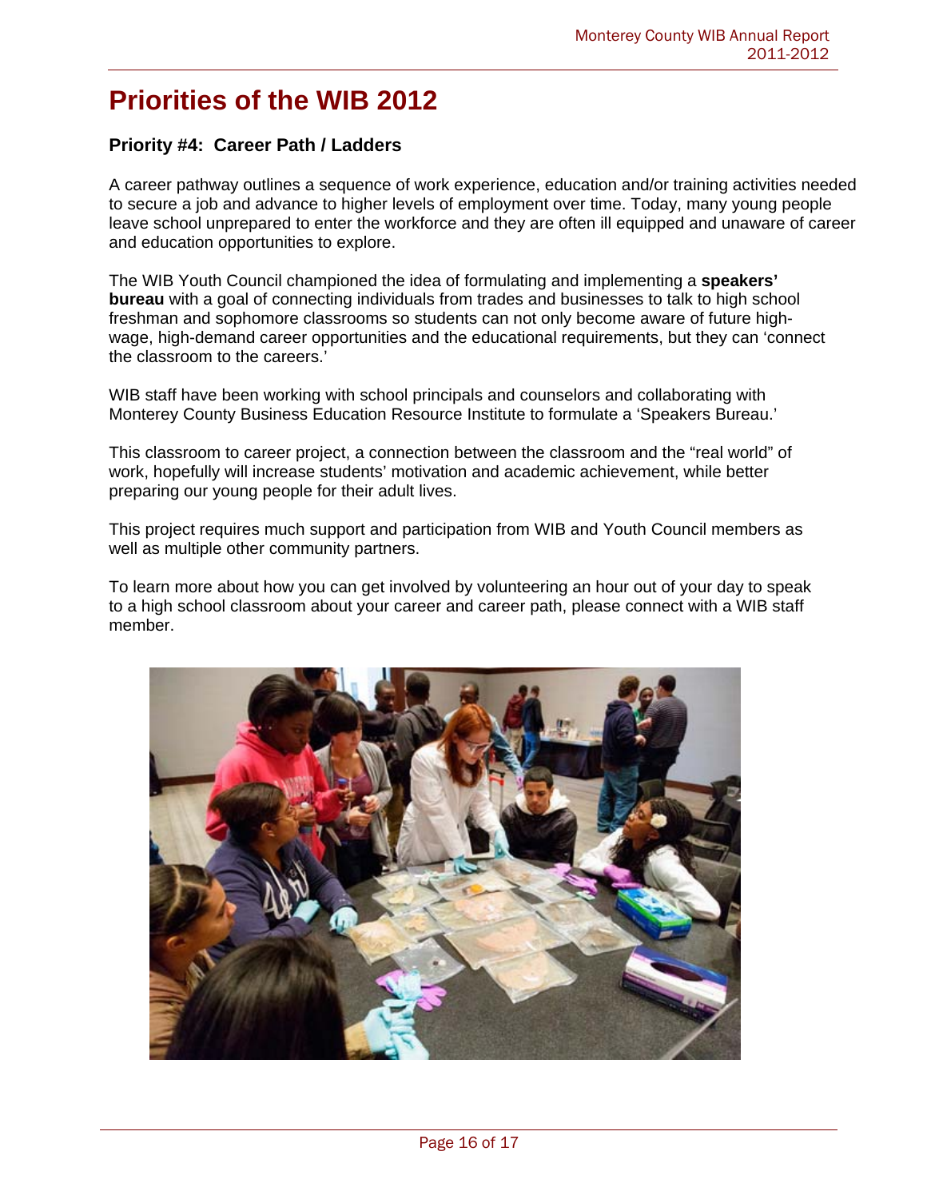# Priorities of the WIB 2012

### Priority #4: Career Path / Ladders

A career pathway outlines a sequence of work experience, education and/or training activities needed to secure a job and advance to higher levels of employment over time. Today, many young people leave school unprepared to enter the workforce and they are often ill equipped and unaware of career and education opportunities to explore.

The WIB Youth Council championed the idea of formulating and implementing a **speakers' bureau** with a goal of connecting individuals from trades and businesses to talk to high school freshman and sophomore classrooms so students can not only become aware of future high-wage, high-demand career opportunities and the educational requirements, but they can 'connect the classroom to the careers.'

WIB staff have been working with school principals and counselors and collaborating with Monterey County Business Education Resource Institute to formulate a 'Speakers Bureau.'

This classroom to career project, a connection between the classroom and the "real world" of work, hopefully will increase students' motivation and academic achievement, while better preparing our young people for their adult lives.

This project requires much support and participation from WIB and Youth Council members as well as multiple other community partners.

To learn more about how you can get involved by volunteering an hour out of your day to speak to a high school classroom about your career and career path, please connect with a WIB staff member.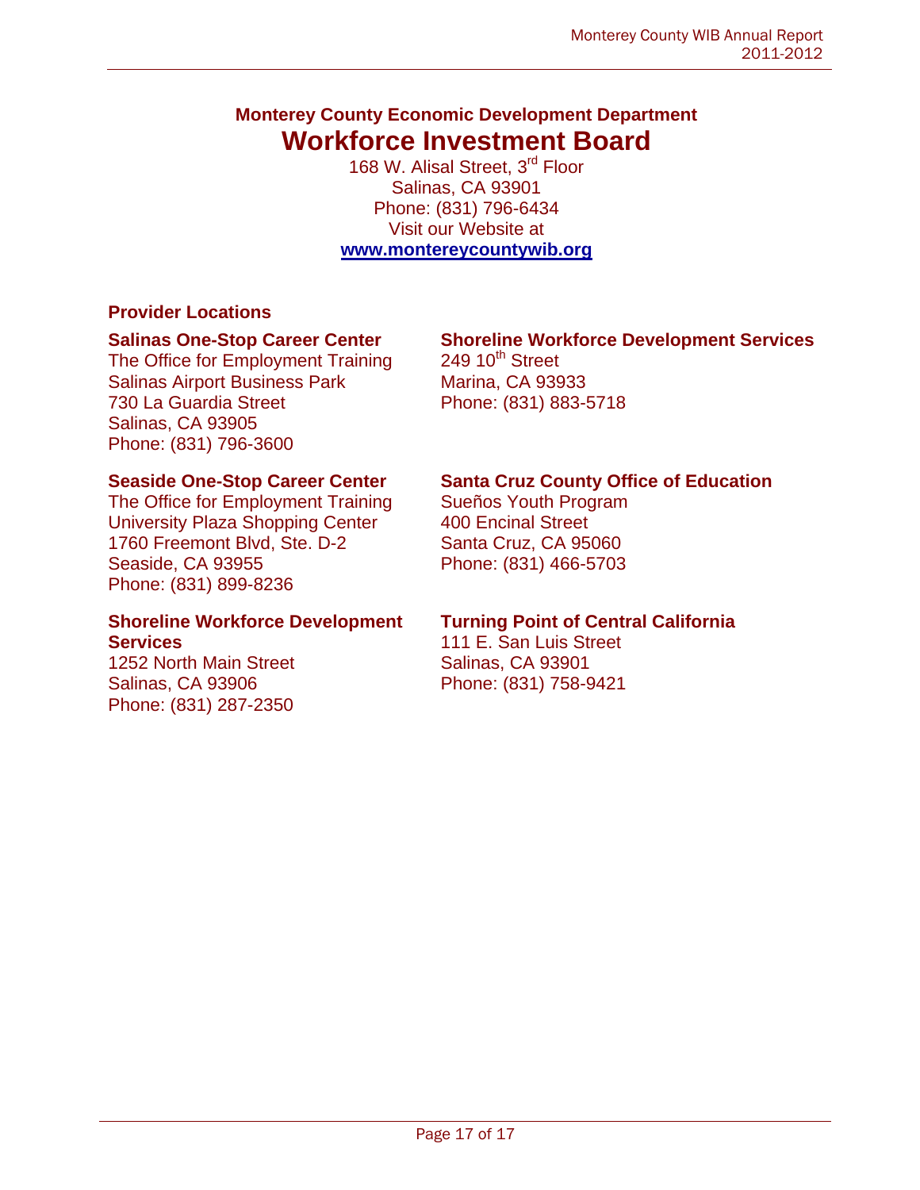## Monterey County Economic Development Department

# Workforce Investment Board

168 W. Alisal Street, 3rd Floor
Salinas, CA 93901
Phone: (831) 796-6434
Visit our Website at
**www.montereycountywib.org**

### Provider Locations

**Salinas One-Stop Career Center**
The Office for Employment Training
Salinas Airport Business Park
730 La Guardia Street
Salinas, CA 93905
Phone: (831) 796-3600

**Seaside One-Stop Career Center**
The Office for Employment Training
University Plaza Shopping Center
1760 Freemont Blvd, Ste. D-2
Seaside, CA 93955
Phone: (831) 899-8236

**Shoreline Workforce Development Services**
1252 North Main Street
Salinas, CA 93906
Phone: (831) 287-2350

**Shoreline Workforce Development Services**
249 10th Street
Marina, CA 93933
Phone: (831) 883-5718

**Santa Cruz County Office of Education**
Sueños Youth Program
400 Encinal Street
Santa Cruz, CA 95060
Phone: (831) 466-5703

**Turning Point of Central California**
111 E. San Luis Street
Salinas, CA 93901
Phone: (831) 758-9421